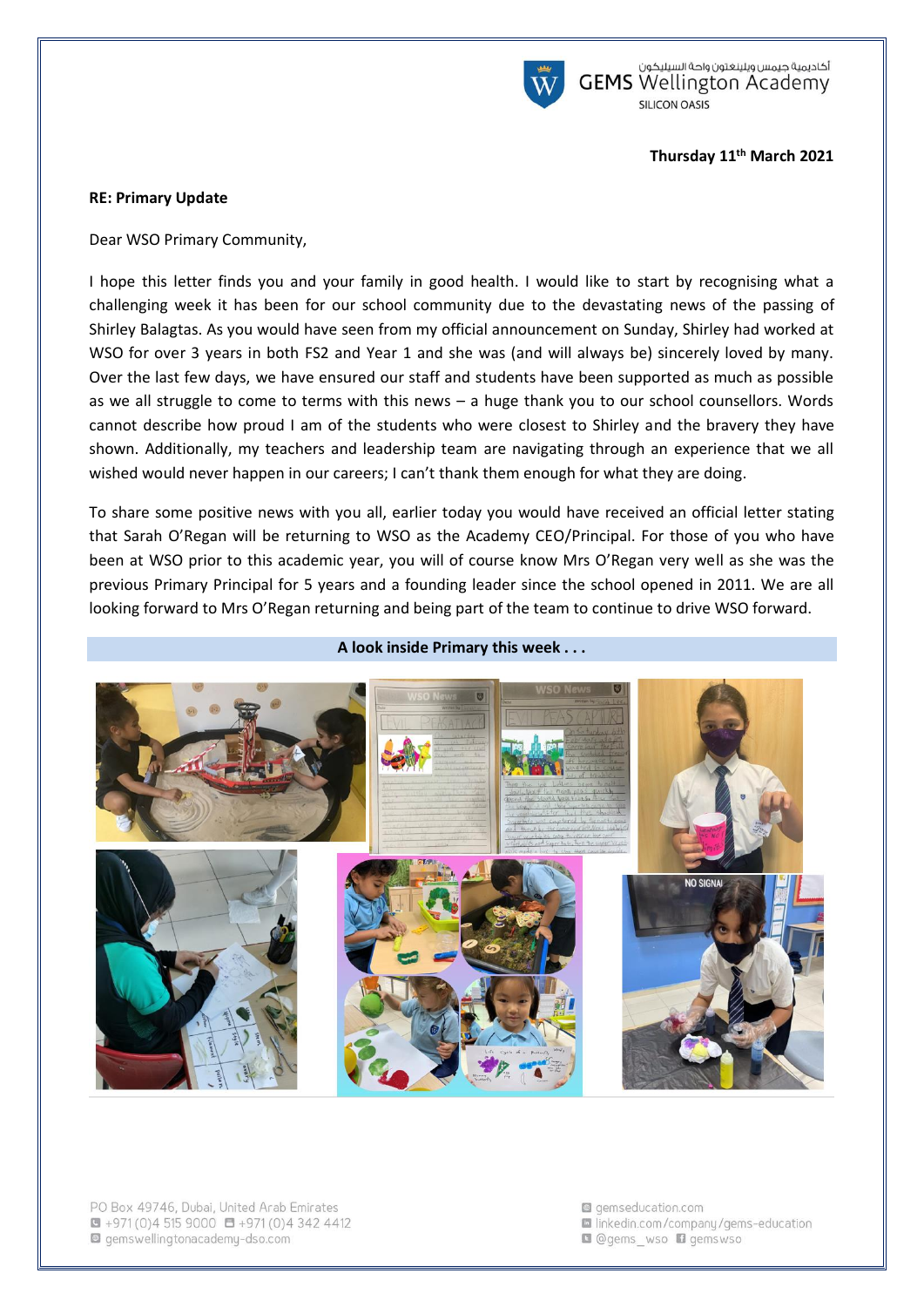أكاديمية جيمس ويلينغتون واحة السيليكون
GEMS Wellington Academy
SILICON OASIS

**Thursday 11th March 2021**

**RE: Primary Update**

Dear WSO Primary Community,

I hope this letter finds you and your family in good health. I would like to start by recognising what a challenging week it has been for our school community due to the devastating news of the passing of Shirley Balagtas. As you would have seen from my official announcement on Sunday, Shirley had worked at WSO for over 3 years in both FS2 and Year 1 and she was (and will always be) sincerely loved by many. Over the last few days, we have ensured our staff and students have been supported as much as possible as we all struggle to come to terms with this news – a huge thank you to our school counsellors. Words cannot describe how proud I am of the students who were closest to Shirley and the bravery they have shown. Additionally, my teachers and leadership team are navigating through an experience that we all wished would never happen in our careers; I can't thank them enough for what they are doing.

To share some positive news with you all, earlier today you would have received an official letter stating that Sarah O'Regan will be returning to WSO as the Academy CEO/Principal. For those of you who have been at WSO prior to this academic year, you will of course know Mrs O'Regan very well as she was the previous Primary Principal for 5 years and a founding leader since the school opened in 2011. We are all looking forward to Mrs O'Regan returning and being part of the team to continue to drive WSO forward.

**A look inside Primary this week . . .**

PO Box 49746, Dubai, United Arab Emirates
+971 (0)4 515 9000 +971 (0)4 342 4412
gemswellingtonacademy-dso.com

gemseducation.com
linkedin.com/company/gems-education
@gems_wso gemswso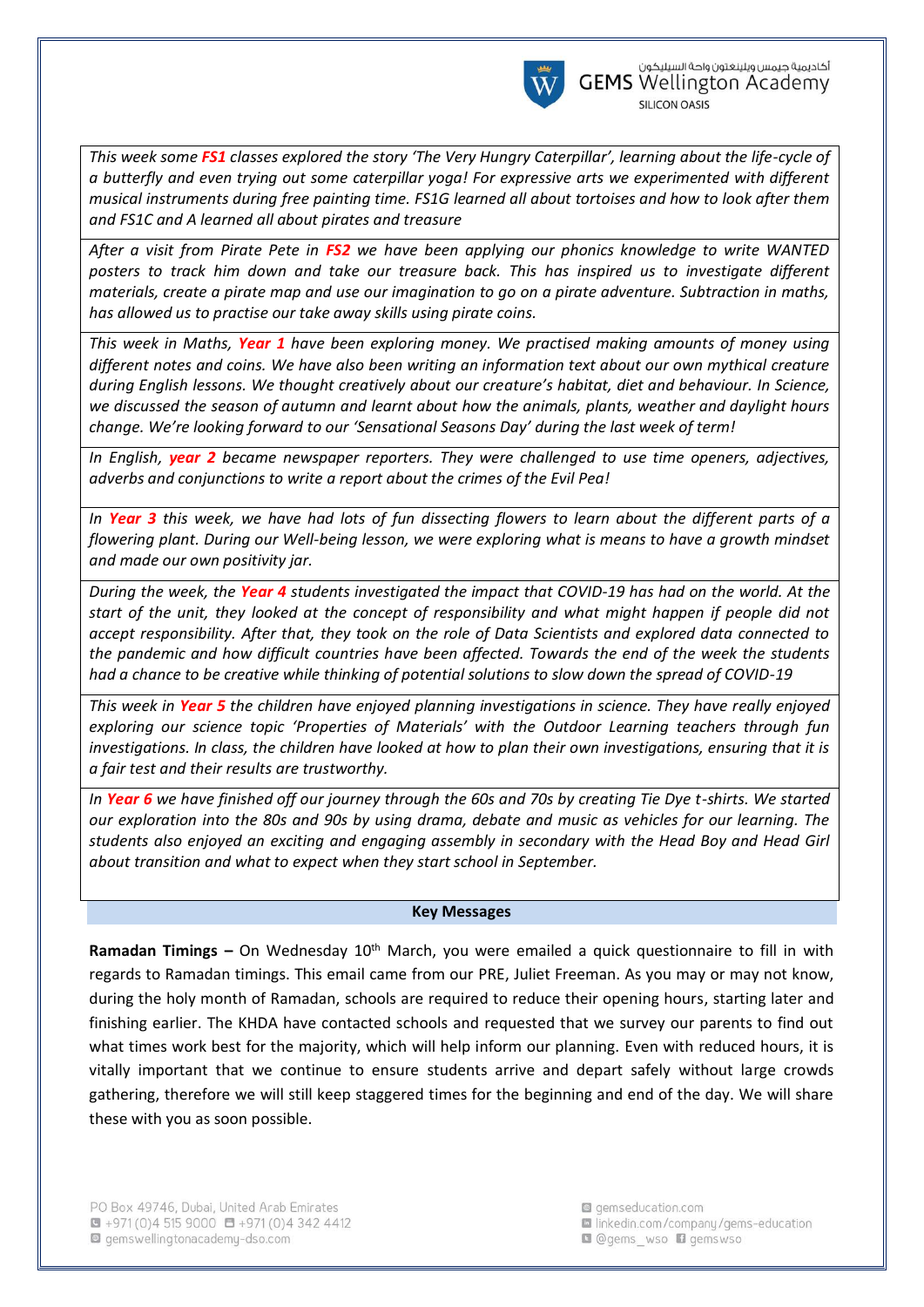*This week some **FS1** classes explored the story 'The Very Hungry Caterpillar', learning about the life-cycle of a butterfly and even trying out some caterpillar yoga! For expressive arts we experimented with different musical instruments during free painting time. FS1G learned all about tortoises and how to look after them and FS1C and A learned all about pirates and treasure*

*After a visit from Pirate Pete in **FS2** we have been applying our phonics knowledge to write WANTED posters to track him down and take our treasure back. This has inspired us to investigate different materials, create a pirate map and use our imagination to go on a pirate adventure. Subtraction in maths, has allowed us to practise our take away skills using pirate coins.*

*This week in Maths, **Year 1** have been exploring money. We practised making amounts of money using different notes and coins. We have also been writing an information text about our own mythical creature during English lessons. We thought creatively about our creature's habitat, diet and behaviour. In Science, we discussed the season of autumn and learnt about how the animals, plants, weather and daylight hours change. We're looking forward to our 'Sensational Seasons Day' during the last week of term!*

*In English, **year 2** became newspaper reporters. They were challenged to use time openers, adjectives, adverbs and conjunctions to write a report about the crimes of the Evil Pea!*

*In **Year 3** this week, we have had lots of fun dissecting flowers to learn about the different parts of a flowering plant. During our Well-being lesson, we were exploring what is means to have a growth mindset and made our own positivity jar.*

*During the week, the **Year 4** students investigated the impact that COVID-19 has had on the world. At the start of the unit, they looked at the concept of responsibility and what might happen if people did not accept responsibility. After that, they took on the role of Data Scientists and explored data connected to the pandemic and how difficult countries have been affected. Towards the end of the week the students had a chance to be creative while thinking of potential solutions to slow down the spread of COVID-19*

*This week in **Year 5** the children have enjoyed planning investigations in science. They have really enjoyed exploring our science topic 'Properties of Materials' with the Outdoor Learning teachers through fun investigations. In class, the children have looked at how to plan their own investigations, ensuring that it is a fair test and their results are trustworthy.*

*In **Year 6** we have finished off our journey through the 60s and 70s by creating Tie Dye t-shirts. We started our exploration into the 80s and 90s by using drama, debate and music as vehicles for our learning. The students also enjoyed an exciting and engaging assembly in secondary with the Head Boy and Head Girl about transition and what to expect when they start school in September.*

## Key Messages

**Ramadan Timings –** On Wednesday 10th March, you were emailed a quick questionnaire to fill in with regards to Ramadan timings. This email came from our PRE, Juliet Freeman. As you may or may not know, during the holy month of Ramadan, schools are required to reduce their opening hours, starting later and finishing earlier. The KHDA have contacted schools and requested that we survey our parents to find out what times work best for the majority, which will help inform our planning. Even with reduced hours, it is vitally important that we continue to ensure students arrive and depart safely without large crowds gathering, therefore we will still keep staggered times for the beginning and end of the day. We will share these with you as soon possible.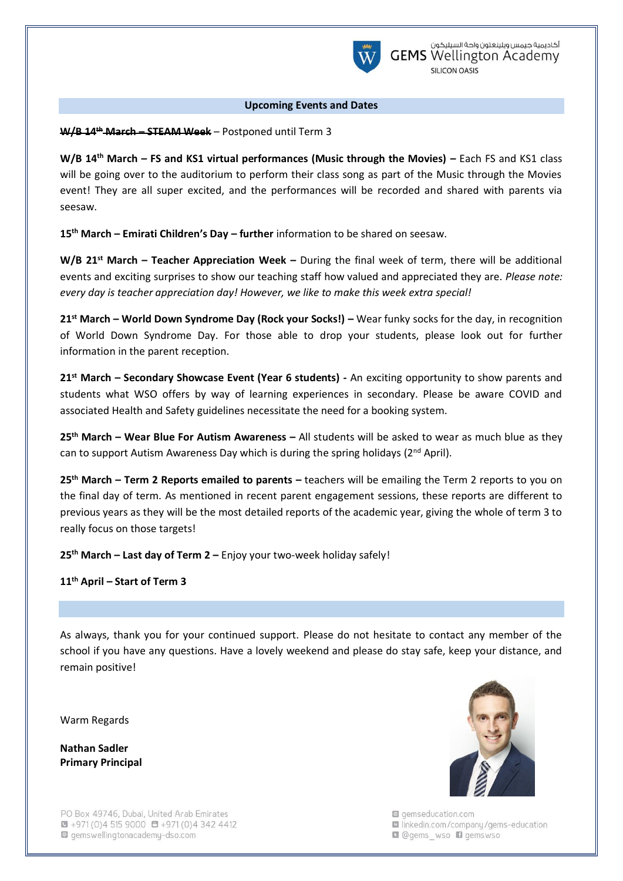## Upcoming Events and Dates

~~**W/B 14th March – STEAM Week**~~ – Postponed until Term 3

**W/B 14th March – FS and KS1 virtual performances (Music through the Movies) –** Each FS and KS1 class will be going over to the auditorium to perform their class song as part of the Music through the Movies event! They are all super excited, and the performances will be recorded and shared with parents via seesaw.

**15th March – Emirati Children's Day – further** information to be shared on seesaw.

**W/B 21st March – Teacher Appreciation Week –** During the final week of term, there will be additional events and exciting surprises to show our teaching staff how valued and appreciated they are. *Please note: every day is teacher appreciation day! However, we like to make this week extra special!*

**21st March – World Down Syndrome Day (Rock your Socks!) –** Wear funky socks for the day, in recognition of World Down Syndrome Day. For those able to drop your students, please look out for further information in the parent reception.

**21st March – Secondary Showcase Event (Year 6 students) -** An exciting opportunity to show parents and students what WSO offers by way of learning experiences in secondary. Please be aware COVID and associated Health and Safety guidelines necessitate the need for a booking system.

**25th March – Wear Blue For Autism Awareness –** All students will be asked to wear as much blue as they can to support Autism Awareness Day which is during the spring holidays (2nd April).

**25th March – Term 2 Reports emailed to parents –** teachers will be emailing the Term 2 reports to you on the final day of term. As mentioned in recent parent engagement sessions, these reports are different to previous years as they will be the most detailed reports of the academic year, giving the whole of term 3 to really focus on those targets!

**25th March – Last day of Term 2 –** Enjoy your two-week holiday safely!

**11th April – Start of Term 3**

As always, thank you for your continued support. Please do not hesitate to contact any member of the school if you have any questions. Have a lovely weekend and please do stay safe, keep your distance, and remain positive!

Warm Regards

**Nathan Sadler**
**Primary Principal**